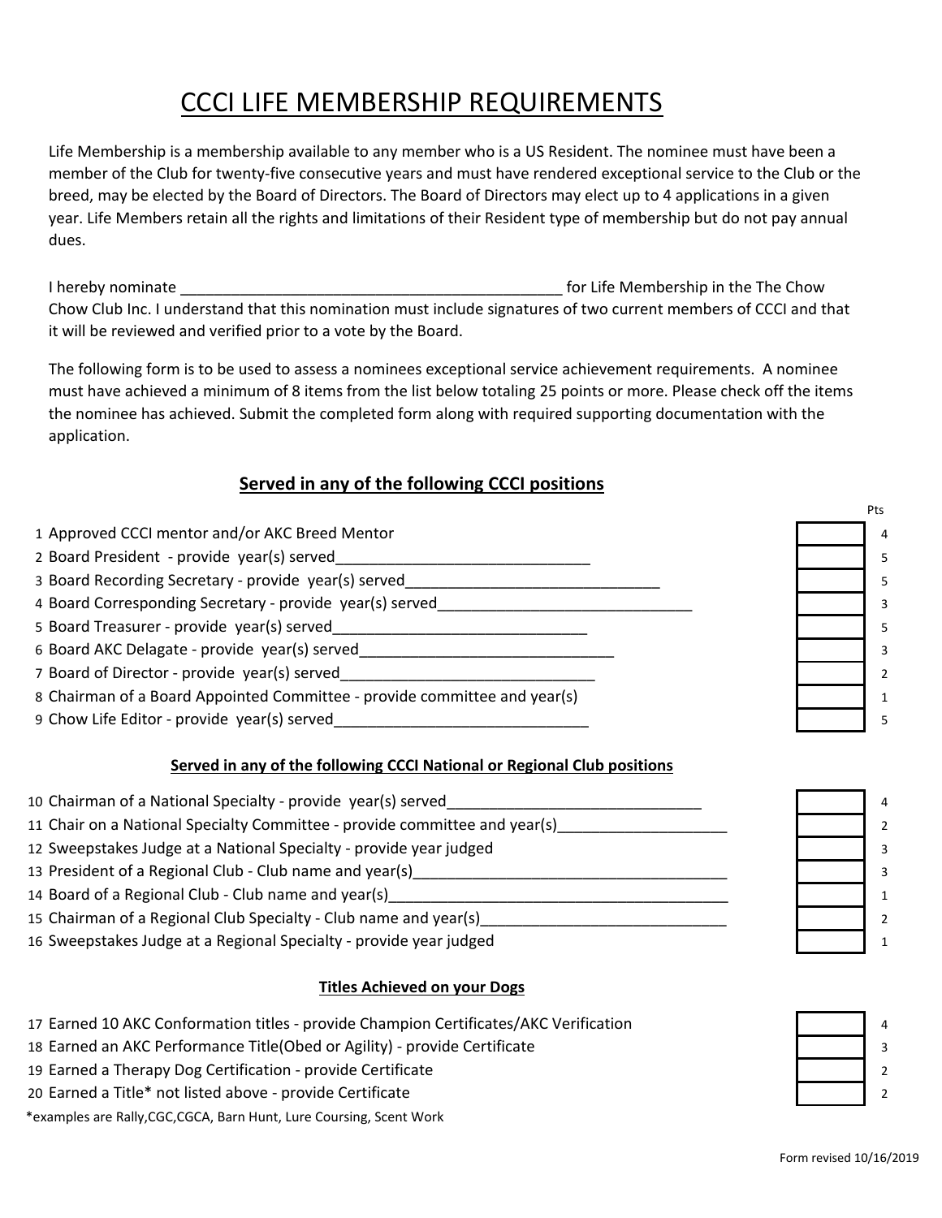# CCCI LIFE MEMBERSHIP REQUIREMENTS

Life Membership is a membership available to any member who is a US Resident. The nominee must have been a member of the Club for twenty-five consecutive years and must have rendered exceptional service to the Club or the breed, may be elected by the Board of Directors. The Board of Directors may elect up to 4 applications in a given year. Life Members retain all the rights and limitations of their Resident type of membership but do not pay annual dues.

I hereby nominate _____________________________________________ for Life Membership in the The Chow Chow Club Inc. I understand that this nomination must include signatures of two current members of CCCI and that it will be reviewed and verified prior to a vote by the Board.

The following form is to be used to assess a nominees exceptional service achievement requirements. A nominee must have achieved a minimum of 8 items from the list below totaling 25 points or more. Please check off the items the nominee has achieved. Submit the completed form along with required supporting documentation with the application.

## Served in any of the following CCCI positions

| # | Item | ✓ | Pts |
|---|---|---|---|
| 1 | Approved CCCI mentor and/or AKC Breed Mentor | | 4 |
| 2 | Board President - provide year(s) served______________________________ | | 5 |
| 3 | Board Recording Secretary - provide year(s) served______________________________ | | 5 |
| 4 | Board Corresponding Secretary - provide year(s) served______________________________ | | 3 |
| 5 | Board Treasurer - provide year(s) served______________________________ | | 5 |
| 6 | Board AKC Delagate - provide year(s) served______________________________ | | 3 |
| 7 | Board of Director - provide year(s) served______________________________ | | 2 |
| 8 | Chairman of a Board Appointed Committee - provide committee and year(s) | | 1 |
| 9 | Chow Life Editor - provide year(s) served______________________________ | | 5 |

### Served in any of the following CCCI National or Regional Club positions

| # | Item | ✓ | Pts |
|---|---|---|---|
| 10 | Chairman of a National Specialty - provide year(s) served______________________________ | | 4 |
| 11 | Chair on a National Specialty Committee - provide committee and year(s)____________________ | | 2 |
| 12 | Sweepstakes Judge at a National Specialty - provide year judged | | 3 |
| 13 | President of a Regional Club - Club name and year(s)______________________________________ | | 3 |
| 14 | Board of a Regional Club - Club name and year(s)__________________________________________ | | 1 |
| 15 | Chairman of a Regional Club Specialty - Club name and year(s)_____________________________ | | 2 |
| 16 | Sweepstakes Judge at a Regional Specialty - provide year judged | | 1 |

### Titles Achieved on your Dogs

| # | Item | ✓ | Pts |
|---|---|---|---|
| 17 | Earned 10 AKC Conformation titles - provide Champion Certificates/AKC Verification | | 4 |
| 18 | Earned an AKC Performance Title(Obed or Agility) - provide Certificate | | 3 |
| 19 | Earned a Therapy Dog Certification - provide Certificate | | 2 |
| 20 | Earned a Title* not listed above - provide Certificate | | 2 |

*examples are Rally,CGC,CGCA, Barn Hunt, Lure Coursing, Scent Work

Form revised 10/16/2019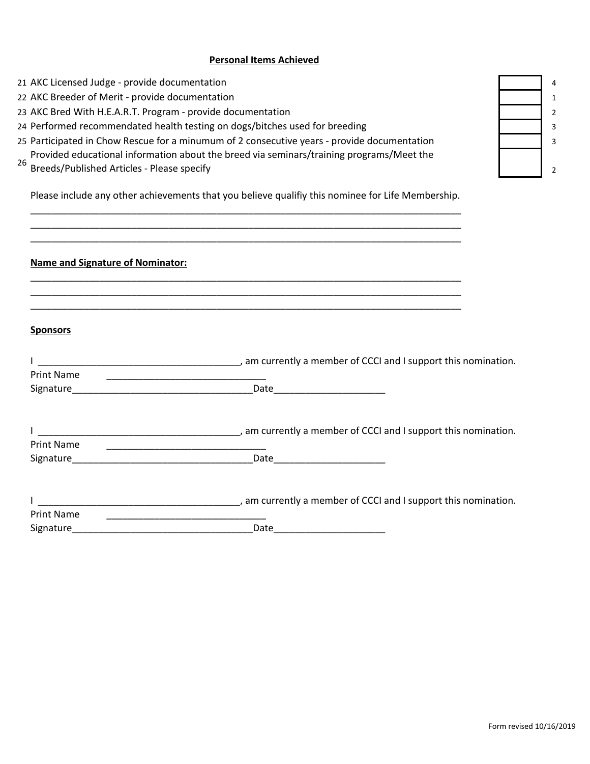## Personal Items Achieved

| | | | |
|---|---|---|---|
| 21 | AKC Licensed Judge - provide documentation | | 4 |
| 22 | AKC Breeder of Merit - provide documentation | | 1 |
| 23 | AKC Bred With H.E.A.R.T. Program - provide documentation | | 2 |
| 24 | Performed recommendated health testing on dogs/bitches used for breeding | | 3 |
| 25 | Participated in Chow Rescue for a minumum of 2 consecutive years - provide documentation | | 3 |
| 26 | Provided educational information about the breed via seminars/training programs/Meet the Breeds/Published Articles - Please specify | | 2 |

Please include any other achievements that you believe qualifiy this nominee for Life Membership.

___________________________________________________________________________________

___________________________________________________________________________________

___________________________________________________________________________________

**Name and Signature of Nominator:**

___________________________________________________________________________________

___________________________________________________________________________________

___________________________________________________________________________________

**Sponsors**

I _____________________________________, am currently a member of CCCI and I support this nomination.

Print Name _____________________________

Signature_________________________________Date____________________

I _____________________________________, am currently a member of CCCI and I support this nomination.

Print Name _____________________________

Signature_________________________________Date____________________

I _____________________________________, am currently a member of CCCI and I support this nomination.

Print Name _____________________________

Signature_________________________________Date____________________

Form revised 10/16/2019